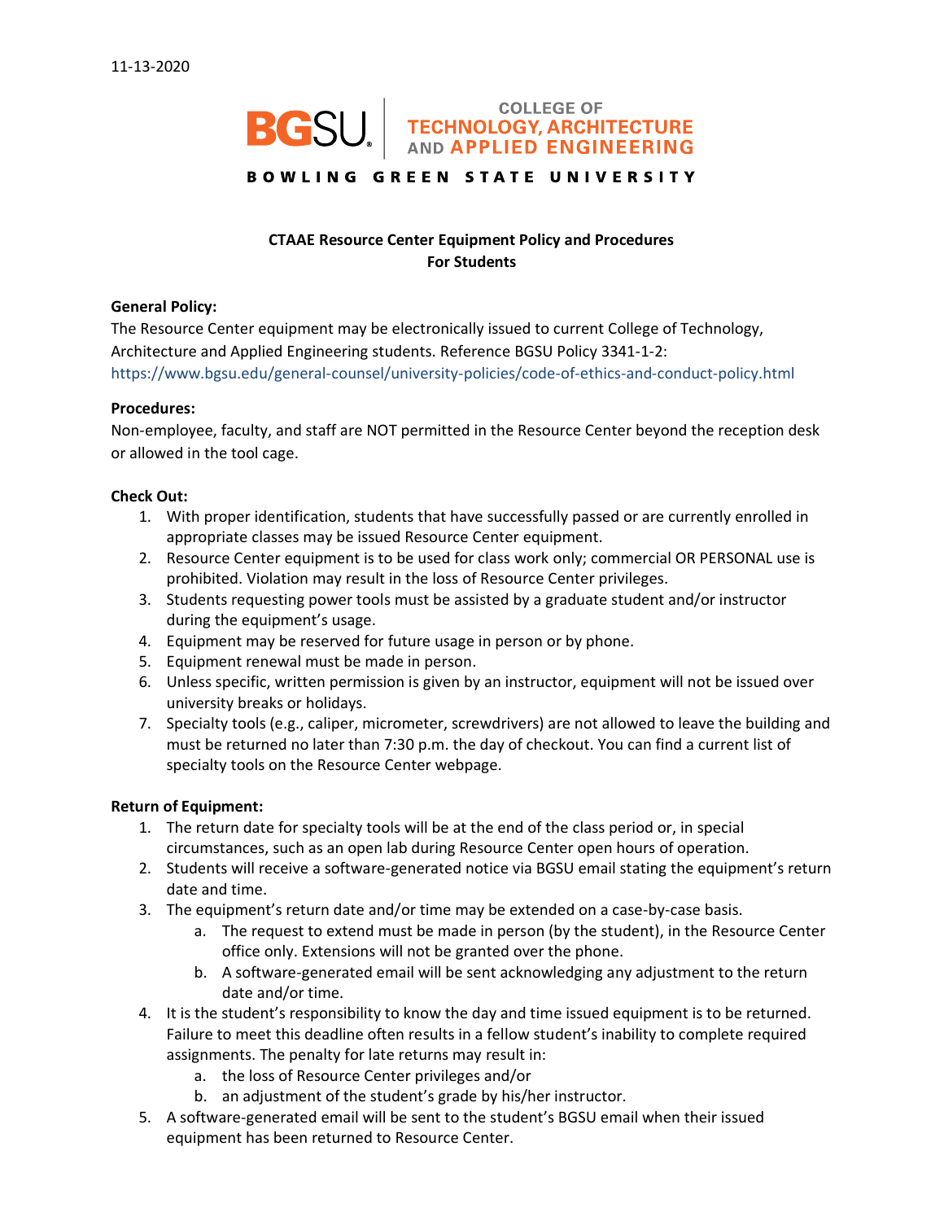11-13-2020

BGSU | COLLEGE OF TECHNOLOGY, ARCHITECTURE AND APPLIED ENGINEERING

BOWLING GREEN STATE UNIVERSITY

**CTAAE Resource Center Equipment Policy and Procedures**
**For Students**

**General Policy:**

The Resource Center equipment may be electronically issued to current College of Technology, Architecture and Applied Engineering students. Reference BGSU Policy 3341-1-2: https://www.bgsu.edu/general-counsel/university-policies/code-of-ethics-and-conduct-policy.html

**Procedures:**

Non-employee, faculty, and staff are NOT permitted in the Resource Center beyond the reception desk or allowed in the tool cage.

**Check Out:**

1. With proper identification, students that have successfully passed or are currently enrolled in appropriate classes may be issued Resource Center equipment.
2. Resource Center equipment is to be used for class work only; commercial OR PERSONAL use is prohibited. Violation may result in the loss of Resource Center privileges.
3. Students requesting power tools must be assisted by a graduate student and/or instructor during the equipment's usage.
4. Equipment may be reserved for future usage in person or by phone.
5. Equipment renewal must be made in person.
6. Unless specific, written permission is given by an instructor, equipment will not be issued over university breaks or holidays.
7. Specialty tools (e.g., caliper, micrometer, screwdrivers) are not allowed to leave the building and must be returned no later than 7:30 p.m. the day of checkout. You can find a current list of specialty tools on the Resource Center webpage.

**Return of Equipment:**

1. The return date for specialty tools will be at the end of the class period or, in special circumstances, such as an open lab during Resource Center open hours of operation.
2. Students will receive a software-generated notice via BGSU email stating the equipment's return date and time.
3. The equipment's return date and/or time may be extended on a case-by-case basis.
   a. The request to extend must be made in person (by the student), in the Resource Center office only. Extensions will not be granted over the phone.
   b. A software-generated email will be sent acknowledging any adjustment to the return date and/or time.
4. It is the student's responsibility to know the day and time issued equipment is to be returned. Failure to meet this deadline often results in a fellow student's inability to complete required assignments. The penalty for late returns may result in:
   a. the loss of Resource Center privileges and/or
   b. an adjustment of the student's grade by his/her instructor.
5. A software-generated email will be sent to the student's BGSU email when their issued equipment has been returned to Resource Center.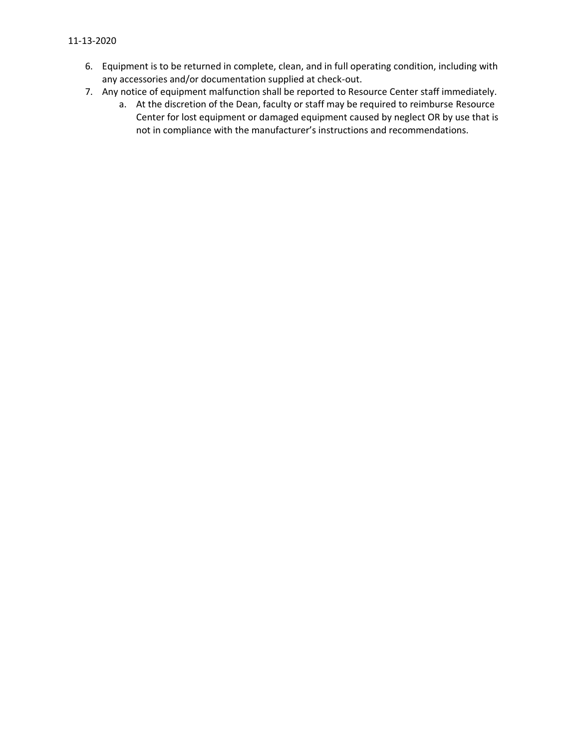6. Equipment is to be returned in complete, clean, and in full operating condition, including with any accessories and/or documentation supplied at check-out.
7. Any notice of equipment malfunction shall be reported to Resource Center staff immediately.
    a. At the discretion of the Dean, faculty or staff may be required to reimburse Resource Center for lost equipment or damaged equipment caused by neglect OR by use that is not in compliance with the manufacturer's instructions and recommendations.